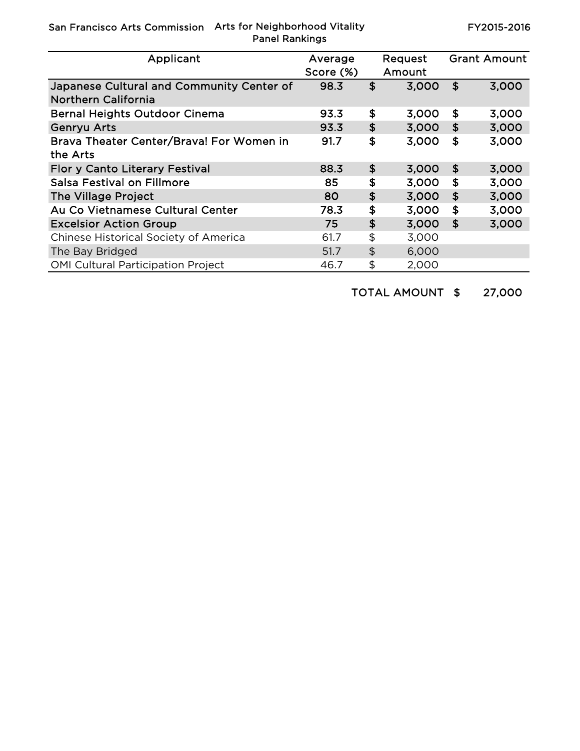San Francisco Arts Commission

# Arts for Neighborhood Vitality Panel Rankings

FY2015-2016

| Applicant | Average Score (%) | Request Amount | Grant Amount |
|---|---|---|---|
| Japanese Cultural and Community Center of Northern California | 98.3 | $ 3,000 | $ 3,000 |
| Bernal Heights Outdoor Cinema | 93.3 | $ 3,000 | $ 3,000 |
| Genryu Arts | 93.3 | $ 3,000 | $ 3,000 |
| Brava Theater Center/Brava! For Women in the Arts | 91.7 | $ 3,000 | $ 3,000 |
| Flor y Canto Literary Festival | 88.3 | $ 3,000 | $ 3,000 |
| Salsa Festival on Fillmore | 85 | $ 3,000 | $ 3,000 |
| The Village Project | 80 | $ 3,000 | $ 3,000 |
| Au Co Vietnamese Cultural Center | 78.3 | $ 3,000 | $ 3,000 |
| Excelsior Action Group | 75 | $ 3,000 | $ 3,000 |
| Chinese Historical Society of America | 61.7 | $ 3,000 | |
| The Bay Bridged | 51.7 | $ 6,000 | |
| OMI Cultural Participation Project | 46.7 | $ 2,000 | |

TOTAL AMOUNT $ 27,000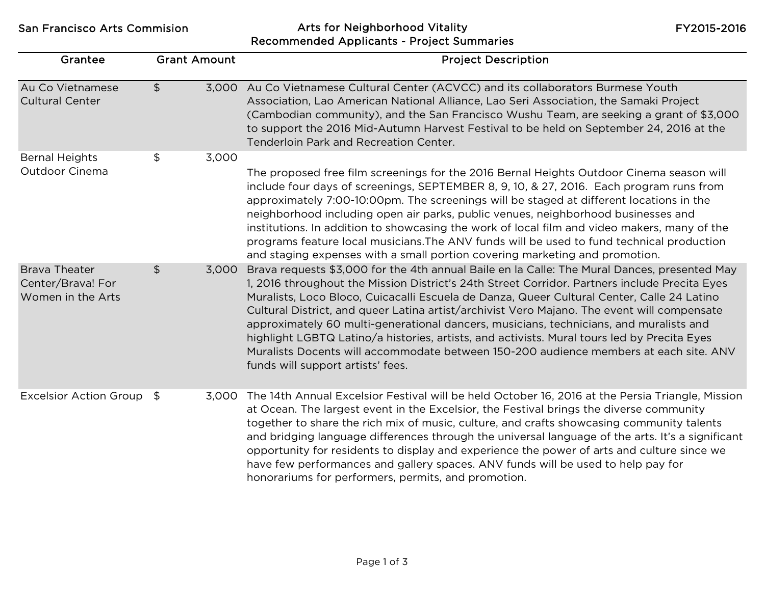San Francisco Arts Commision

# Arts for Neighborhood Vitality
## Recommended Applicants - Project Summaries

FY2015-2016

| Grantee | Grant Amount | Project Description |
|---|---|---|
| Au Co Vietnamese Cultural Center | $ 3,000 | Au Co Vietnamese Cultural Center (ACVCC) and its collaborators Burmese Youth Association, Lao American National Alliance, Lao Seri Association, the Samaki Project (Cambodian community), and the San Francisco Wushu Team, are seeking a grant of $3,000 to support the 2016 Mid-Autumn Harvest Festival to be held on September 24, 2016 at the Tenderloin Park and Recreation Center. |
| Bernal Heights Outdoor Cinema | $ 3,000 | The proposed free film screenings for the 2016 Bernal Heights Outdoor Cinema season will include four days of screenings, SEPTEMBER 8, 9, 10, & 27, 2016. Each program runs from approximately 7:00-10:00pm. The screenings will be staged at different locations in the neighborhood including open air parks, public venues, neighborhood businesses and institutions. In addition to showcasing the work of local film and video makers, many of the programs feature local musicians.The ANV funds will be used to fund technical production and staging expenses with a small portion covering marketing and promotion. |
| Brava Theater Center/Brava! For Women in the Arts | $ 3,000 | Brava requests $3,000 for the 4th annual Baile en la Calle: The Mural Dances, presented May 1, 2016 throughout the Mission District's 24th Street Corridor. Partners include Precita Eyes Muralists, Loco Bloco, Cuicacalli Escuela de Danza, Queer Cultural Center, Calle 24 Latino Cultural District, and queer Latina artist/archivist Vero Majano. The event will compensate approximately 60 multi-generational dancers, musicians, technicians, and muralists and highlight LGBTQ Latino/a histories, artists, and activists. Mural tours led by Precita Eyes Muralists Docents will accommodate between 150-200 audience members at each site. ANV funds will support artists' fees. |
| Excelsior Action Group | $ 3,000 | The 14th Annual Excelsior Festival will be held October 16, 2016 at the Persia Triangle, Mission at Ocean. The largest event in the Excelsior, the Festival brings the diverse community together to share the rich mix of music, culture, and crafts showcasing community talents and bridging language differences through the universal language of the arts. It's a significant opportunity for residents to display and experience the power of arts and culture since we have few performances and gallery spaces. ANV funds will be used to help pay for honorariums for performers, permits, and promotion. |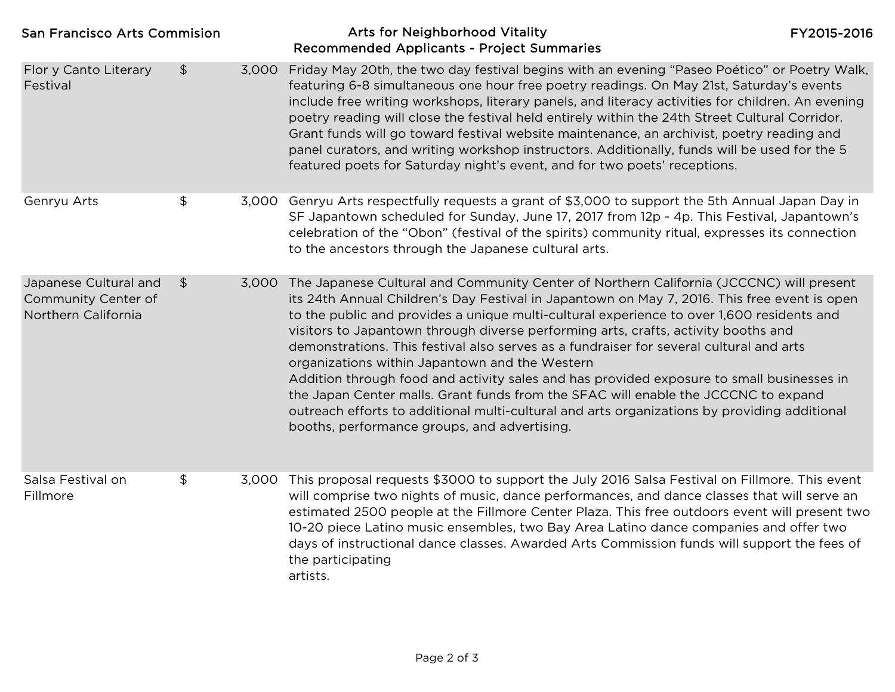| Applicant | | Amount | Project Summary |
|---|---|---|---|
| Flor y Canto Literary Festival | $ | 3,000 | Friday May 20th, the two day festival begins with an evening "Paseo Poético" or Poetry Walk, featuring 6-8 simultaneous one hour free poetry readings. On May 21st, Saturday's events include free writing workshops, literary panels, and literacy activities for children. An evening poetry reading will close the festival held entirely within the 24th Street Cultural Corridor. Grant funds will go toward festival website maintenance, an archivist, poetry reading and panel curators, and writing workshop instructors. Additionally, funds will be used for the 5 featured poets for Saturday night's event, and for two poets' receptions. |
| Genryu Arts | $ | 3,000 | Genryu Arts respectfully requests a grant of $3,000 to support the 5th Annual Japan Day in SF Japantown scheduled for Sunday, June 17, 2017 from 12p - 4p. This Festival, Japantown's celebration of the "Obon" (festival of the spirits) community ritual, expresses its connection to the ancestors through the Japanese cultural arts. |
| Japanese Cultural and Community Center of Northern California | $ | 3,000 | The Japanese Cultural and Community Center of Northern California (JCCCNC) will present its 24th Annual Children's Day Festival in Japantown on May 7, 2016. This free event is open to the public and provides a unique multi-cultural experience to over 1,600 residents and visitors to Japantown through diverse performing arts, crafts, activity booths and demonstrations. This festival also serves as a fundraiser for several cultural and arts organizations within Japantown and the Western Addition through food and activity sales and has provided exposure to small businesses in the Japan Center malls. Grant funds from the SFAC will enable the JCCCNC to expand outreach efforts to additional multi-cultural and arts organizations by providing additional booths, performance groups, and advertising. |
| Salsa Festival on Fillmore | $ | 3,000 | This proposal requests $3000 to support the July 2016 Salsa Festival on Fillmore. This event will comprise two nights of music, dance performances, and dance classes that will serve an estimated 2500 people at the Fillmore Center Plaza. This free outdoors event will present two 10-20 piece Latino music ensembles, two Bay Area Latino dance companies and offer two days of instructional dance classes. Awarded Arts Commission funds will support the fees of the participating artists. |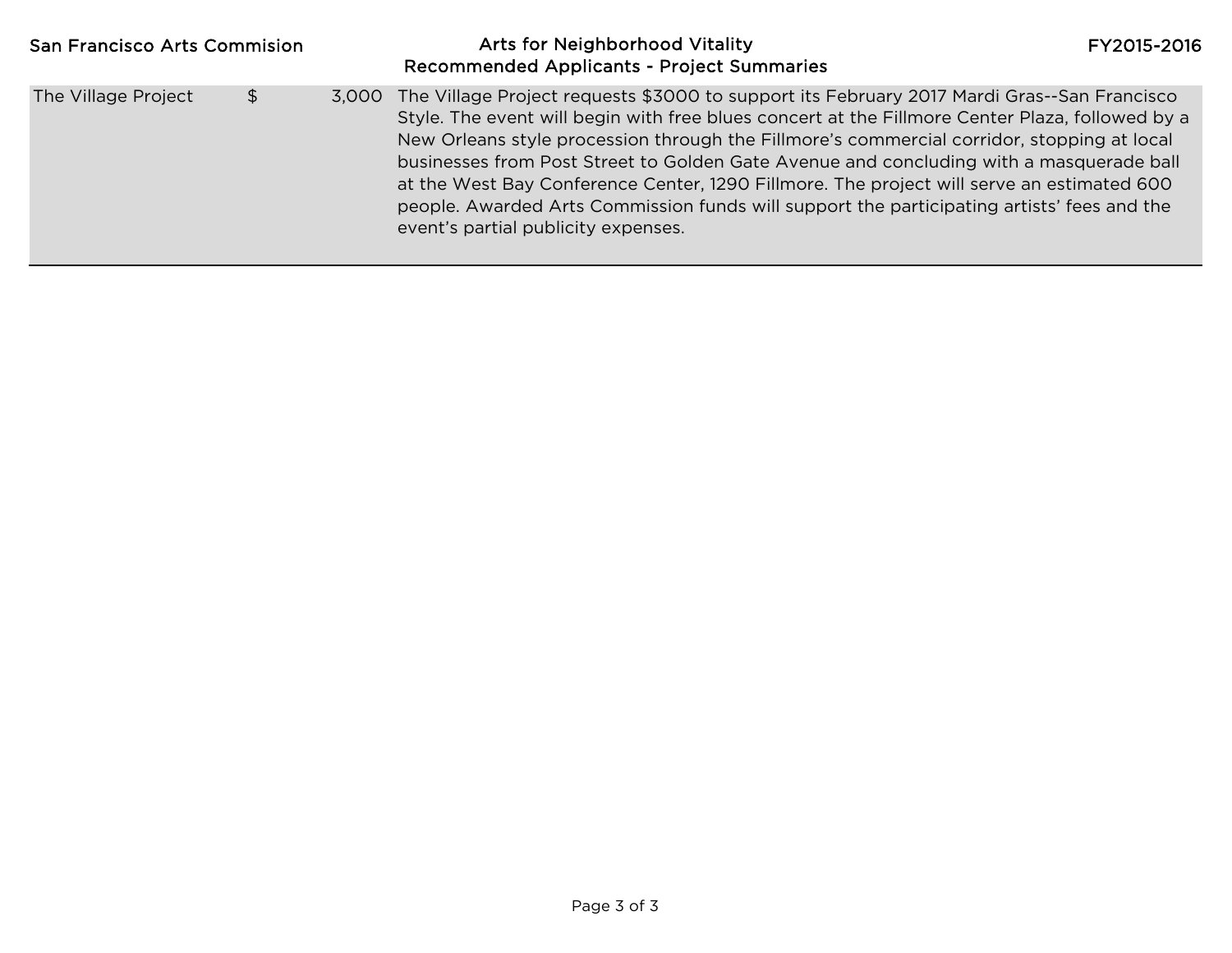| The Village Project | $ 3,000 | The Village Project requests $3000 to support its February 2017 Mardi Gras--San Francisco Style. The event will begin with free blues concert at the Fillmore Center Plaza, followed by a New Orleans style procession through the Fillmore's commercial corridor, stopping at local businesses from Post Street to Golden Gate Avenue and concluding with a masquerade ball at the West Bay Conference Center, 1290 Fillmore. The project will serve an estimated 600 people. Awarded Arts Commission funds will support the participating artists' fees and the event's partial publicity expenses. |
|---|---|---|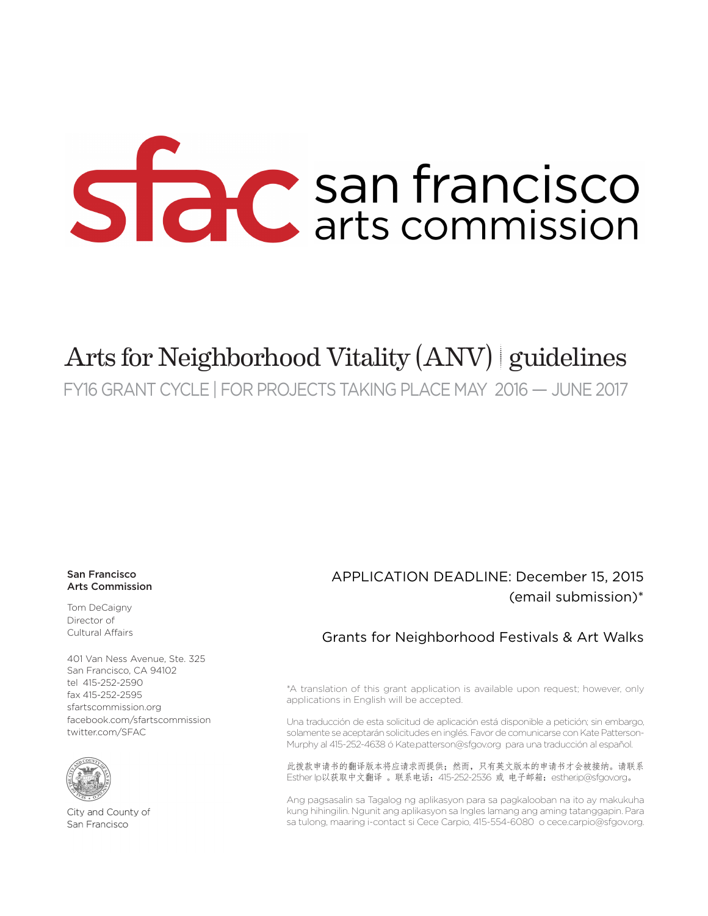# sfac san francisco arts commission

# Arts for Neighborhood Vitality (ANV) | guidelines

FY16 GRANT CYCLE | FOR PROJECTS TAKING PLACE MAY 2016 — JUNE 2017

**San Francisco Arts Commission**

Tom DeCaigny
Director of
Cultural Affairs

401 Van Ness Avenue, Ste. 325
San Francisco, CA 94102
tel 415-252-2590
fax 415-252-2595
sfartscommission.org
facebook.com/sfartscommission
twitter.com/SFAC

City and County of
San Francisco

APPLICATION DEADLINE: December 15, 2015
(email submission)*

Grants for Neighborhood Festivals & Art Walks

*A translation of this grant application is available upon request; however, only applications in English will be accepted.

Una traducción de esta solicitud de aplicación está disponible a petición; sin embargo, solamente se aceptarán solicitudes en inglés. Favor de comunicarse con Kate Patterson-Murphy al 415-252-4638 ó Kate.patterson@sfgov.org para una traducción al español.

此拨款申请书的翻译版本将应请求而提供；然而，只有英文版本的申请书才会被接纳。请联系Esther Ip以获取中文翻译 。联系电话：415-252-2536 或 电子邮箱：esther.ip@sfgov.org。

Ang pagsasalin sa Tagalog ng aplikasyon para sa pagkalooban na ito ay makukuha kung hihingilin. Ngunit ang aplikasyon sa Ingles lamang ang aming tatanggapin. Para sa tulong, maaring i-contact si Cece Carpio, 415-554-6080 o cece.carpio@sfgov.org.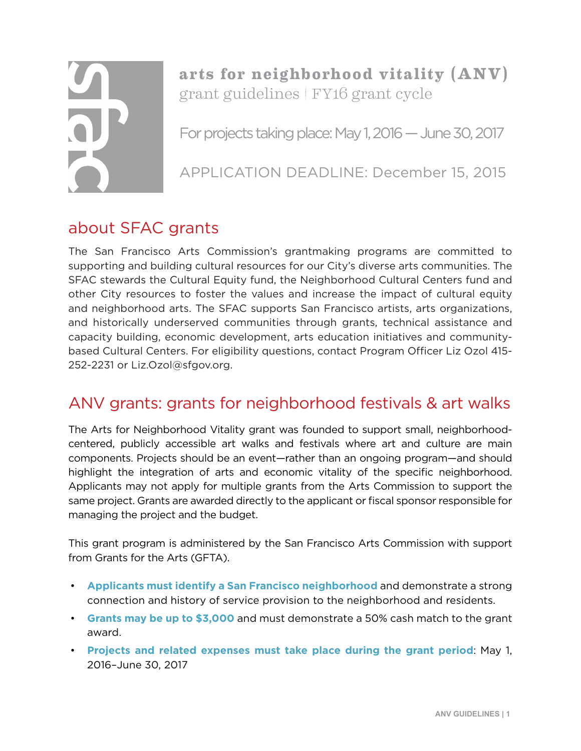# arts for neighborhood vitality (ANV)

grant guidelines | FY16 grant cycle

For projects taking place: May 1, 2016 — June 30, 2017

APPLICATION DEADLINE: December 15, 2015

## about SFAC grants

The San Francisco Arts Commission's grantmaking programs are committed to supporting and building cultural resources for our City's diverse arts communities. The SFAC stewards the Cultural Equity fund, the Neighborhood Cultural Centers fund and other City resources to foster the values and increase the impact of cultural equity and neighborhood arts. The SFAC supports San Francisco artists, arts organizations, and historically underserved communities through grants, technical assistance and capacity building, economic development, arts education initiatives and community-based Cultural Centers. For eligibility questions, contact Program Officer Liz Ozol 415-252-2231 or Liz.Ozol@sfgov.org.

## ANV grants: grants for neighborhood festivals & art walks

The Arts for Neighborhood Vitality grant was founded to support small, neighborhood-centered, publicly accessible art walks and festivals where art and culture are main components. Projects should be an event—rather than an ongoing program—and should highlight the integration of arts and economic vitality of the specific neighborhood. Applicants may not apply for multiple grants from the Arts Commission to support the same project. Grants are awarded directly to the applicant or fiscal sponsor responsible for managing the project and the budget.

This grant program is administered by the San Francisco Arts Commission with support from Grants for the Arts (GFTA).

- **Applicants must identify a San Francisco neighborhood** and demonstrate a strong connection and history of service provision to the neighborhood and residents.
- **Grants may be up to $3,000** and must demonstrate a 50% cash match to the grant award.
- **Projects and related expenses must take place during the grant period**: May 1, 2016–June 30, 2017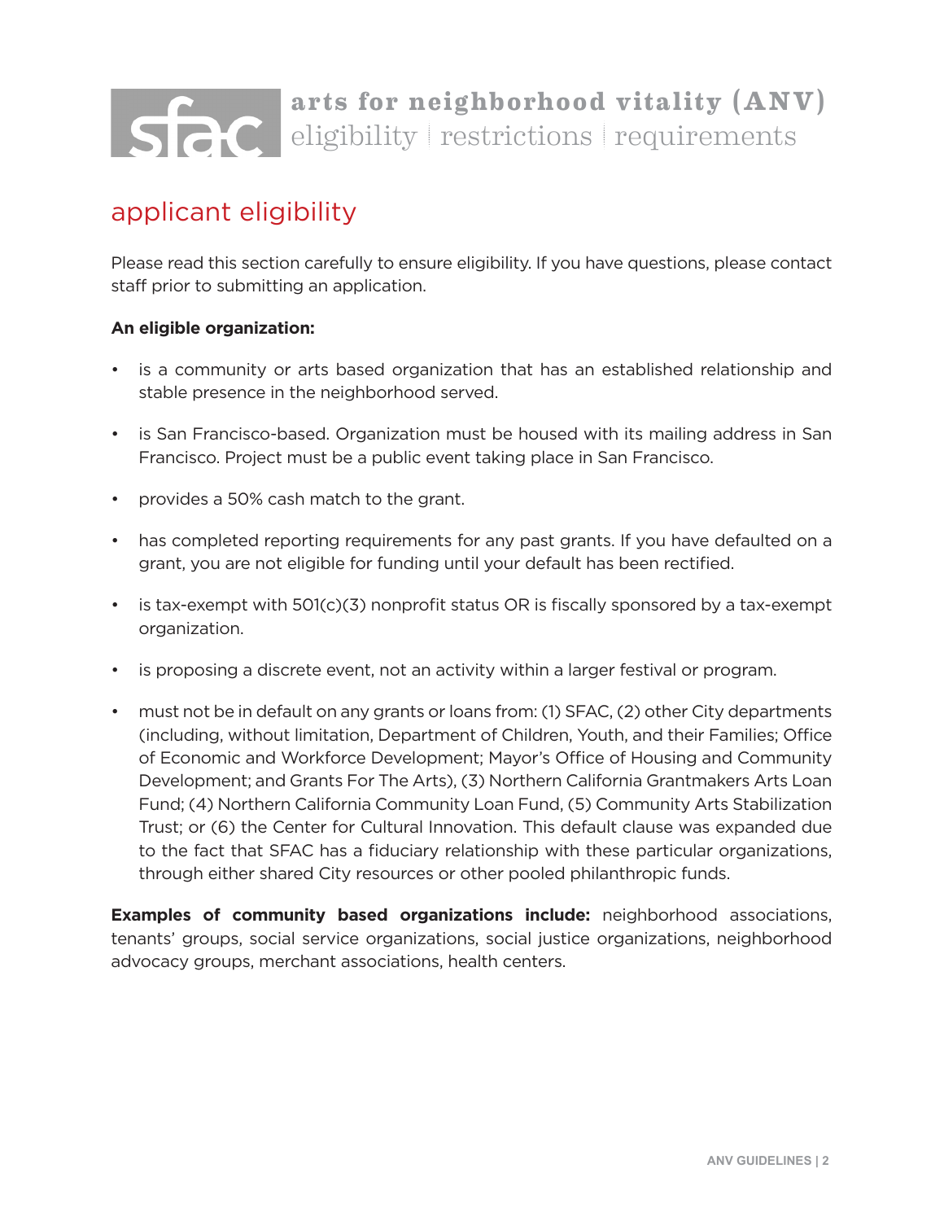# arts for neighborhood vitality (ANV)

eligibility | restrictions | requirements

## applicant eligibility

Please read this section carefully to ensure eligibility. If you have questions, please contact staff prior to submitting an application.

**An eligible organization:**

- is a community or arts based organization that has an established relationship and stable presence in the neighborhood served.
- is San Francisco-based. Organization must be housed with its mailing address in San Francisco. Project must be a public event taking place in San Francisco.
- provides a 50% cash match to the grant.
- has completed reporting requirements for any past grants. If you have defaulted on a grant, you are not eligible for funding until your default has been rectified.
- is tax-exempt with 501(c)(3) nonprofit status OR is fiscally sponsored by a tax-exempt organization.
- is proposing a discrete event, not an activity within a larger festival or program.
- must not be in default on any grants or loans from: (1) SFAC, (2) other City departments (including, without limitation, Department of Children, Youth, and their Families; Office of Economic and Workforce Development; Mayor's Office of Housing and Community Development; and Grants For The Arts), (3) Northern California Grantmakers Arts Loan Fund; (4) Northern California Community Loan Fund, (5) Community Arts Stabilization Trust; or (6) the Center for Cultural Innovation. This default clause was expanded due to the fact that SFAC has a fiduciary relationship with these particular organizations, through either shared City resources or other pooled philanthropic funds.

**Examples of community based organizations include:** neighborhood associations, tenants' groups, social service organizations, social justice organizations, neighborhood advocacy groups, merchant associations, health centers.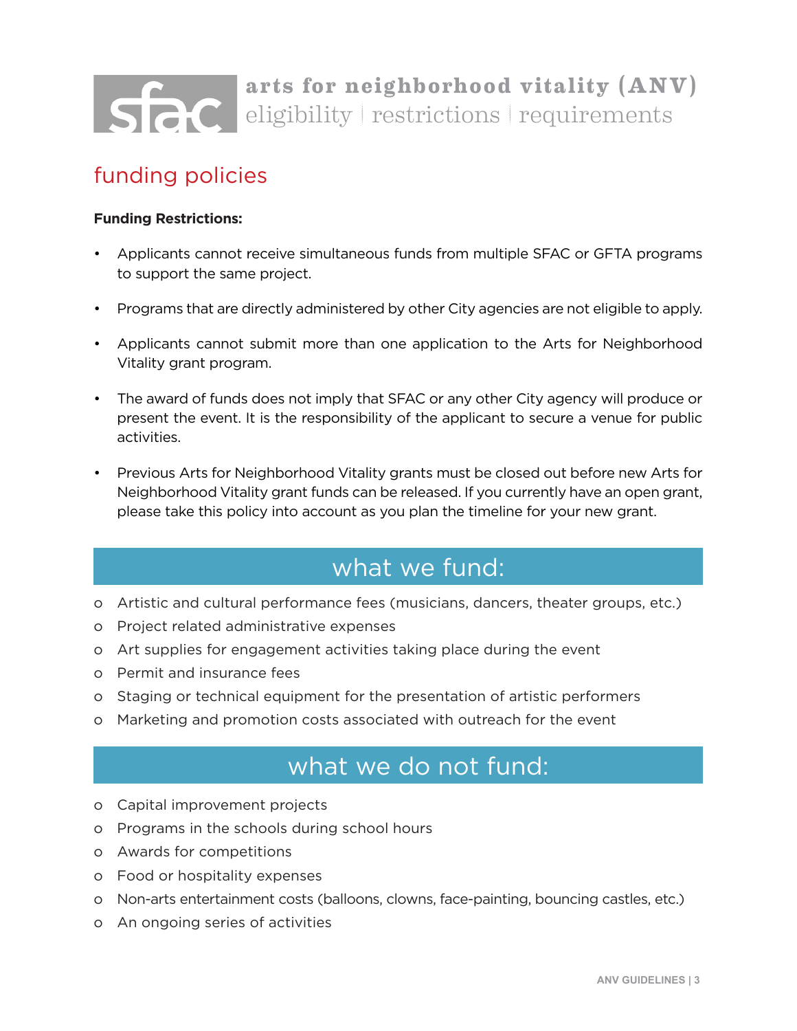# arts for neighborhood vitality (ANV)

eligibility | restrictions | requirements

## funding policies

**Funding Restrictions:**

- Applicants cannot receive simultaneous funds from multiple SFAC or GFTA programs to support the same project.
- Programs that are directly administered by other City agencies are not eligible to apply.
- Applicants cannot submit more than one application to the Arts for Neighborhood Vitality grant program.
- The award of funds does not imply that SFAC or any other City agency will produce or present the event. It is the responsibility of the applicant to secure a venue for public activities.
- Previous Arts for Neighborhood Vitality grants must be closed out before new Arts for Neighborhood Vitality grant funds can be released. If you currently have an open grant, please take this policy into account as you plan the timeline for your new grant.

## what we fund:

- Artistic and cultural performance fees (musicians, dancers, theater groups, etc.)
- Project related administrative expenses
- Art supplies for engagement activities taking place during the event
- Permit and insurance fees
- Staging or technical equipment for the presentation of artistic performers
- Marketing and promotion costs associated with outreach for the event

## what we do not fund:

- Capital improvement projects
- Programs in the schools during school hours
- Awards for competitions
- Food or hospitality expenses
- Non-arts entertainment costs (balloons, clowns, face-painting, bouncing castles, etc.)
- An ongoing series of activities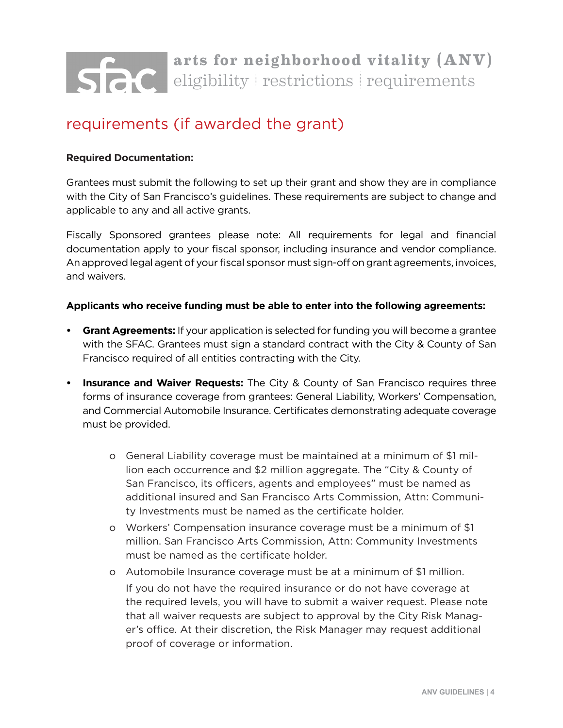## requirements (if awarded the grant)

**Required Documentation:**

Grantees must submit the following to set up their grant and show they are in compliance with the City of San Francisco's guidelines. These requirements are subject to change and applicable to any and all active grants.

Fiscally Sponsored grantees please note: All requirements for legal and financial documentation apply to your fiscal sponsor, including insurance and vendor compliance. An approved legal agent of your fiscal sponsor must sign-off on grant agreements, invoices, and waivers.

**Applicants who receive funding must be able to enter into the following agreements:**

- **Grant Agreements:** If your application is selected for funding you will become a grantee with the SFAC. Grantees must sign a standard contract with the City & County of San Francisco required of all entities contracting with the City.
- **Insurance and Waiver Requests:** The City & County of San Francisco requires three forms of insurance coverage from grantees: General Liability, Workers' Compensation, and Commercial Automobile Insurance. Certificates demonstrating adequate coverage must be provided.
  - General Liability coverage must be maintained at a minimum of $1 million each occurrence and $2 million aggregate. The "City & County of San Francisco, its officers, agents and employees" must be named as additional insured and San Francisco Arts Commission, Attn: Community Investments must be named as the certificate holder.
  - Workers' Compensation insurance coverage must be a minimum of $1 million. San Francisco Arts Commission, Attn: Community Investments must be named as the certificate holder.
  - Automobile Insurance coverage must be at a minimum of $1 million.

    If you do not have the required insurance or do not have coverage at the required levels, you will have to submit a waiver request. Please note that all waiver requests are subject to approval by the City Risk Manager's office. At their discretion, the Risk Manager may request additional proof of coverage or information.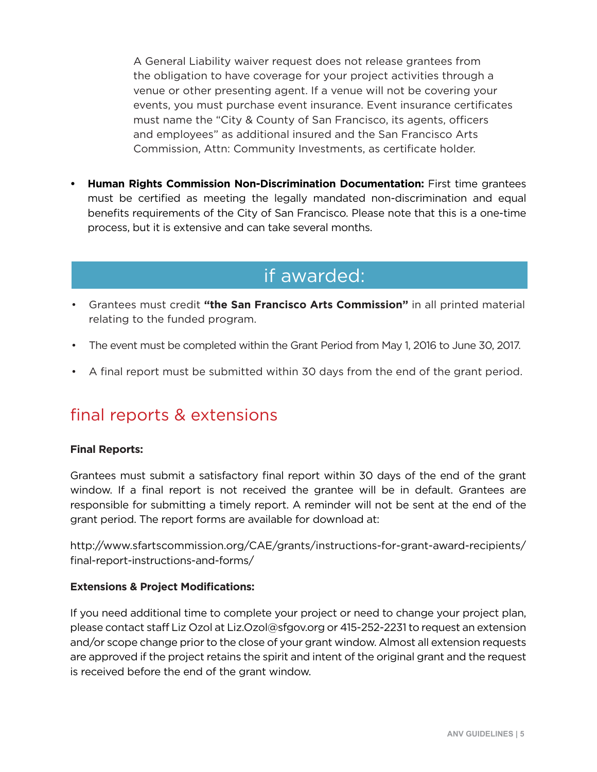A General Liability waiver request does not release grantees from the obligation to have coverage for your project activities through a venue or other presenting agent. If a venue will not be covering your events, you must purchase event insurance. Event insurance certificates must name the "City & County of San Francisco, its agents, officers and employees" as additional insured and the San Francisco Arts Commission, Attn: Community Investments, as certificate holder.

- **Human Rights Commission Non-Discrimination Documentation:** First time grantees must be certified as meeting the legally mandated non-discrimination and equal benefits requirements of the City of San Francisco. Please note that this is a one-time process, but it is extensive and can take several months.

## if awarded:

- Grantees must credit **"the San Francisco Arts Commission"** in all printed material relating to the funded program.
- The event must be completed within the Grant Period from May 1, 2016 to June 30, 2017.
- A final report must be submitted within 30 days from the end of the grant period.

## final reports & extensions

**Final Reports:**

Grantees must submit a satisfactory final report within 30 days of the end of the grant window. If a final report is not received the grantee will be in default. Grantees are responsible for submitting a timely report. A reminder will not be sent at the end of the grant period. The report forms are available for download at:

http://www.sfartscommission.org/CAE/grants/instructions-for-grant-award-recipients/final-report-instructions-and-forms/

**Extensions & Project Modifications:**

If you need additional time to complete your project or need to change your project plan, please contact staff Liz Ozol at Liz.Ozol@sfgov.org or 415-252-2231 to request an extension and/or scope change prior to the close of your grant window. Almost all extension requests are approved if the project retains the spirit and intent of the original grant and the request is received before the end of the grant window.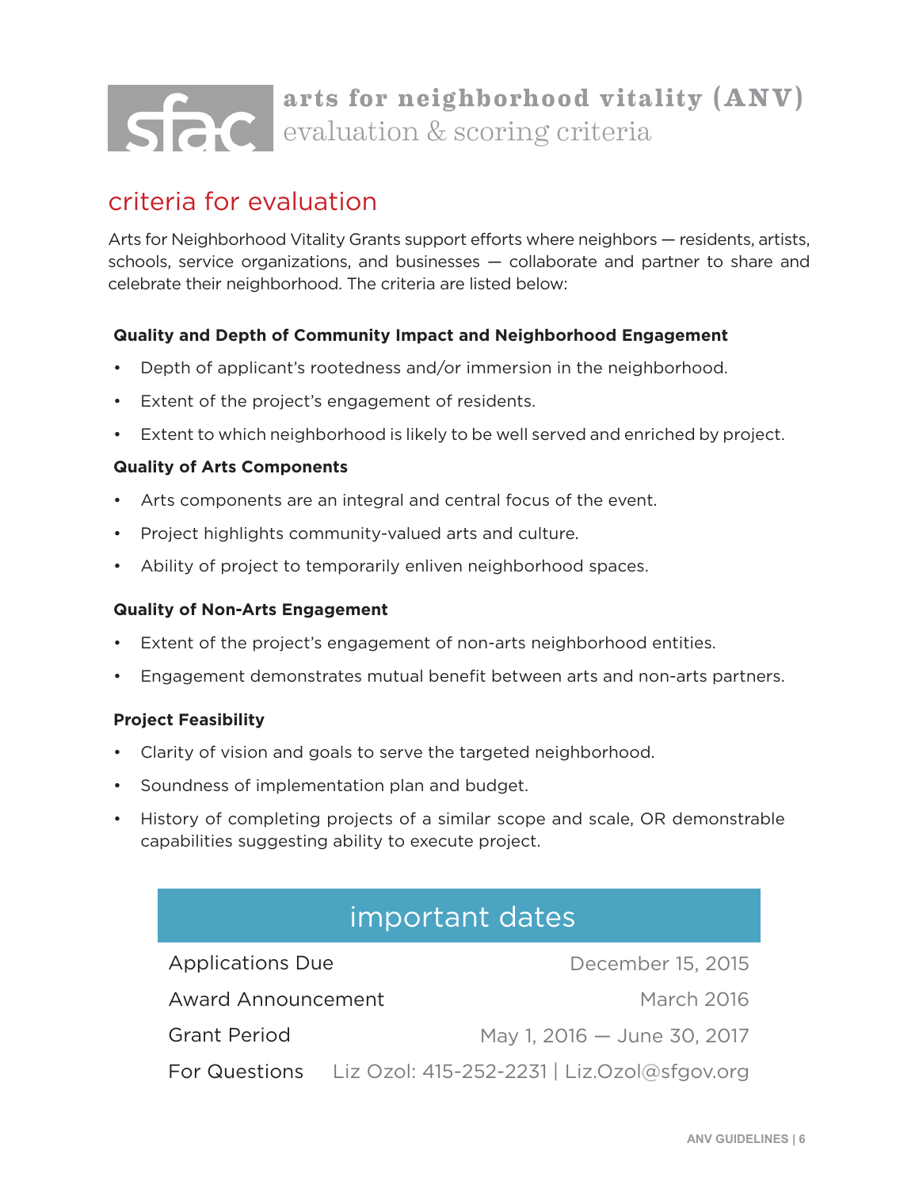# arts for neighborhood vitality (ANV)

## evaluation & scoring criteria

## criteria for evaluation

Arts for Neighborhood Vitality Grants support efforts where neighbors — residents, artists, schools, service organizations, and businesses — collaborate and partner to share and celebrate their neighborhood. The criteria are listed below:

**Quality and Depth of Community Impact and Neighborhood Engagement**

- Depth of applicant's rootedness and/or immersion in the neighborhood.
- Extent of the project's engagement of residents.
- Extent to which neighborhood is likely to be well served and enriched by project.

**Quality of Arts Components**

- Arts components are an integral and central focus of the event.
- Project highlights community-valued arts and culture.
- Ability of project to temporarily enliven neighborhood spaces.

**Quality of Non-Arts Engagement**

- Extent of the project's engagement of non-arts neighborhood entities.
- Engagement demonstrates mutual benefit between arts and non-arts partners.

**Project Feasibility**

- Clarity of vision and goals to serve the targeted neighborhood.
- Soundness of implementation plan and budget.
- History of completing projects of a similar scope and scale, OR demonstrable capabilities suggesting ability to execute project.

## important dates

| | |
|---|---|
| Applications Due | December 15, 2015 |
| Award Announcement | March 2016 |
| Grant Period | May 1, 2016 — June 30, 2017 |
| For Questions | Liz Ozol: 415-252-2231 \| Liz.Ozol@sfgov.org |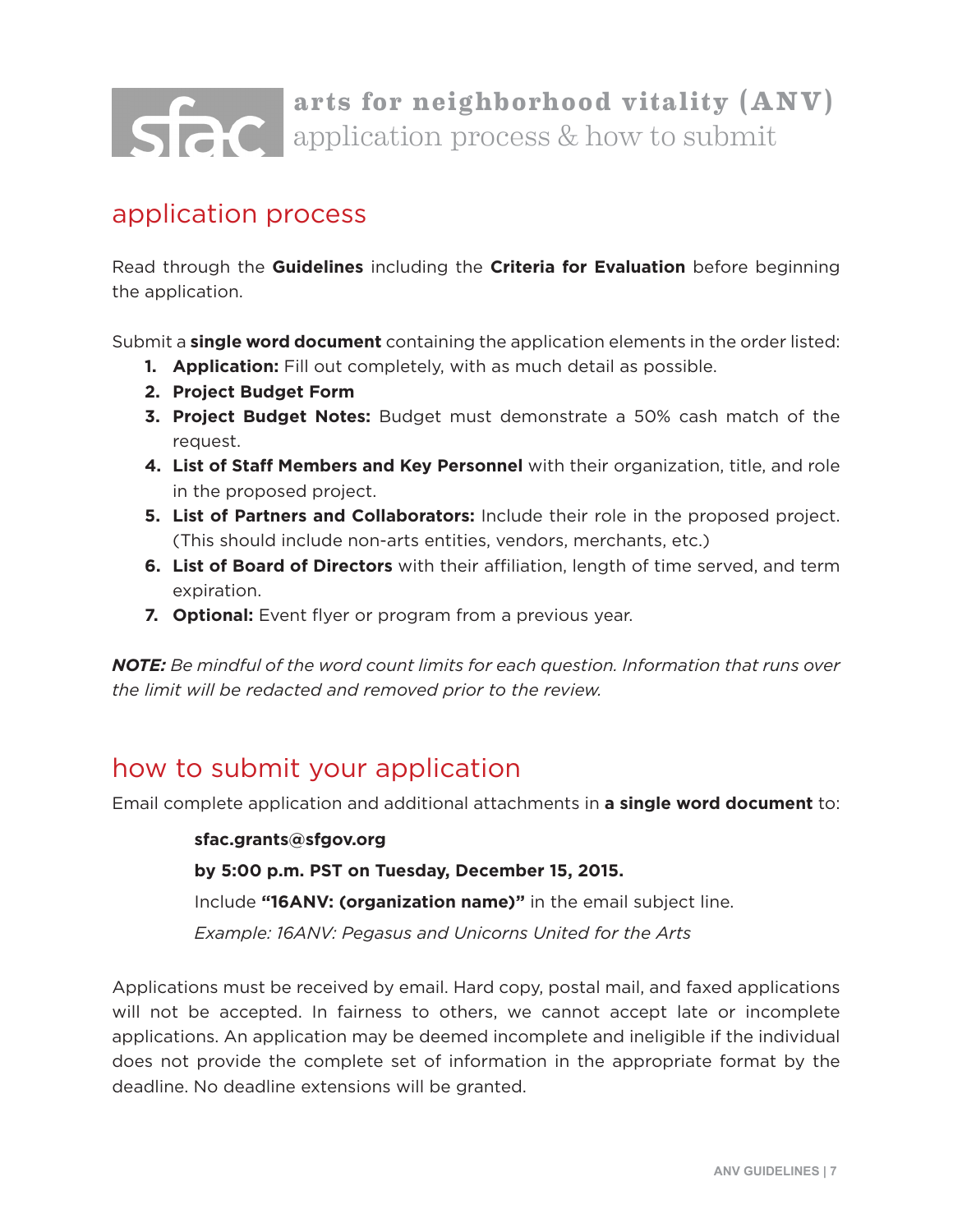# arts for neighborhood vitality (ANV)
## application process & how to submit

## application process

Read through the **Guidelines** including the **Criteria for Evaluation** before beginning the application.

Submit a **single word document** containing the application elements in the order listed:

1. **Application:** Fill out completely, with as much detail as possible.
2. **Project Budget Form**
3. **Project Budget Notes:** Budget must demonstrate a 50% cash match of the request.
4. **List of Staff Members and Key Personnel** with their organization, title, and role in the proposed project.
5. **List of Partners and Collaborators:** Include their role in the proposed project. (This should include non-arts entities, vendors, merchants, etc.)
6. **List of Board of Directors** with their affiliation, length of time served, and term expiration.
7. **Optional:** Event flyer or program from a previous year.

***NOTE:*** *Be mindful of the word count limits for each question. Information that runs over the limit will be redacted and removed prior to the review.*

## how to submit your application

Email complete application and additional attachments in **a single word document** to:

**sfac.grants@sfgov.org**

**by 5:00 p.m. PST on Tuesday, December 15, 2015.**

Include **"16ANV: (organization name)"** in the email subject line.

*Example: 16ANV: Pegasus and Unicorns United for the Arts*

Applications must be received by email. Hard copy, postal mail, and faxed applications will not be accepted. In fairness to others, we cannot accept late or incomplete applications. An application may be deemed incomplete and ineligible if the individual does not provide the complete set of information in the appropriate format by the deadline. No deadline extensions will be granted.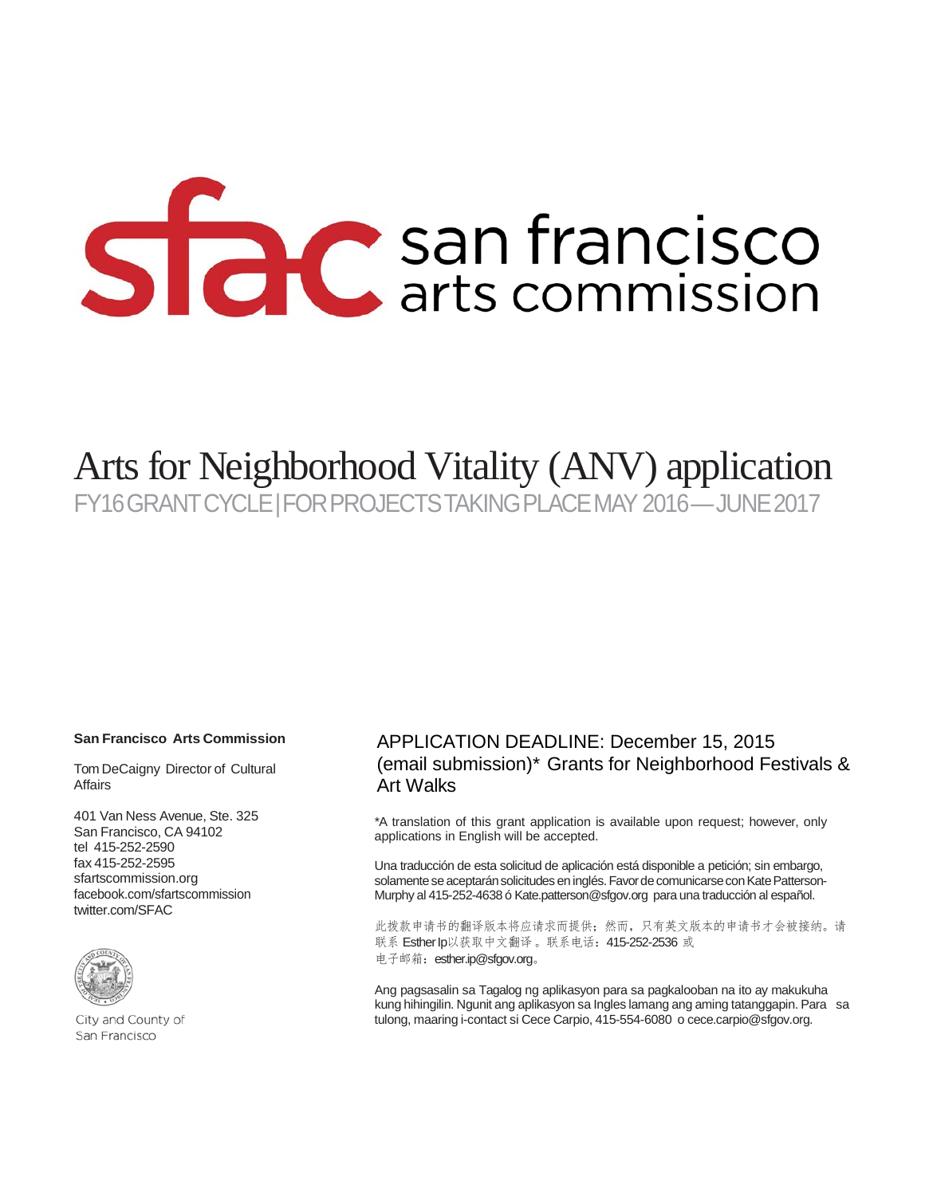sfac san francisco arts commission

# Arts for Neighborhood Vitality (ANV) application

FY16 GRANT CYCLE | FOR PROJECTS TAKING PLACE MAY 2016—JUNE 2017

**San Francisco Arts Commission**

Tom DeCaigny Director of Cultural Affairs

401 Van Ness Avenue, Ste. 325
San Francisco, CA 94102
tel 415-252-2590
fax 415-252-2595
sfartscommission.org
facebook.com/sfartscommission
twitter.com/SFAC

City and County of San Francisco

APPLICATION DEADLINE: December 15, 2015 (email submission)* Grants for Neighborhood Festivals & Art Walks

*A translation of this grant application is available upon request; however, only applications in English will be accepted.

Una traducción de esta solicitud de aplicación está disponible a petición; sin embargo, solamente se aceptarán solicitudes en inglés. Favor de comunicarse con Kate Patterson-Murphy al 415-252-4638 ó Kate.patterson@sfgov.org para una traducción al español.

此拨款申请书的翻译版本将应请求而提供；然而，只有英文版本的申请书才会被接纳。请联系 Esther Ip以获取中文翻译。联系电话：415-252-2536 或
电子邮箱：esther.ip@sfgov.org。

Ang pagsasalin sa Tagalog ng aplikasyon para sa pagkalooban na ito ay makukuha kung hihingilin. Ngunit ang aplikasyon sa Ingles lamang ang aming tatanggapin. Para sa tulong, maaring i-contact si Cece Carpio, 415-554-6080 o cece.carpio@sfgov.org.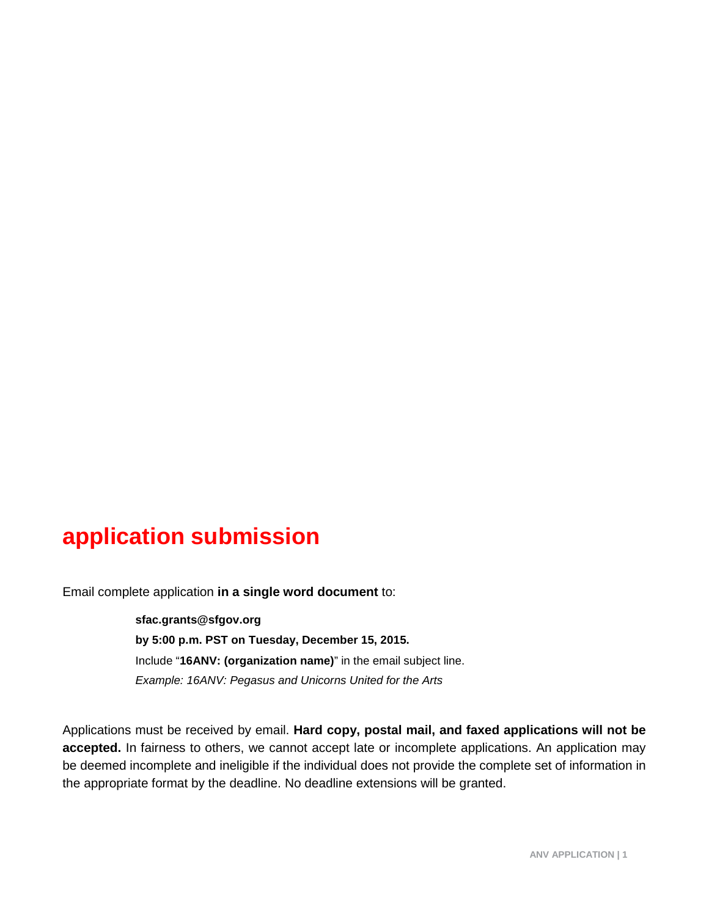# application submission

Email complete application **in a single word document** to:

> **sfac.grants@sfgov.org**
>
> **by 5:00 p.m. PST on Tuesday, December 15, 2015.**
>
> Include "**16ANV: (organization name)**" in the email subject line.
>
> *Example: 16ANV: Pegasus and Unicorns United for the Arts*

Applications must be received by email. **Hard copy, postal mail, and faxed applications will not be accepted.** In fairness to others, we cannot accept late or incomplete applications. An application may be deemed incomplete and ineligible if the individual does not provide the complete set of information in the appropriate format by the deadline. No deadline extensions will be granted.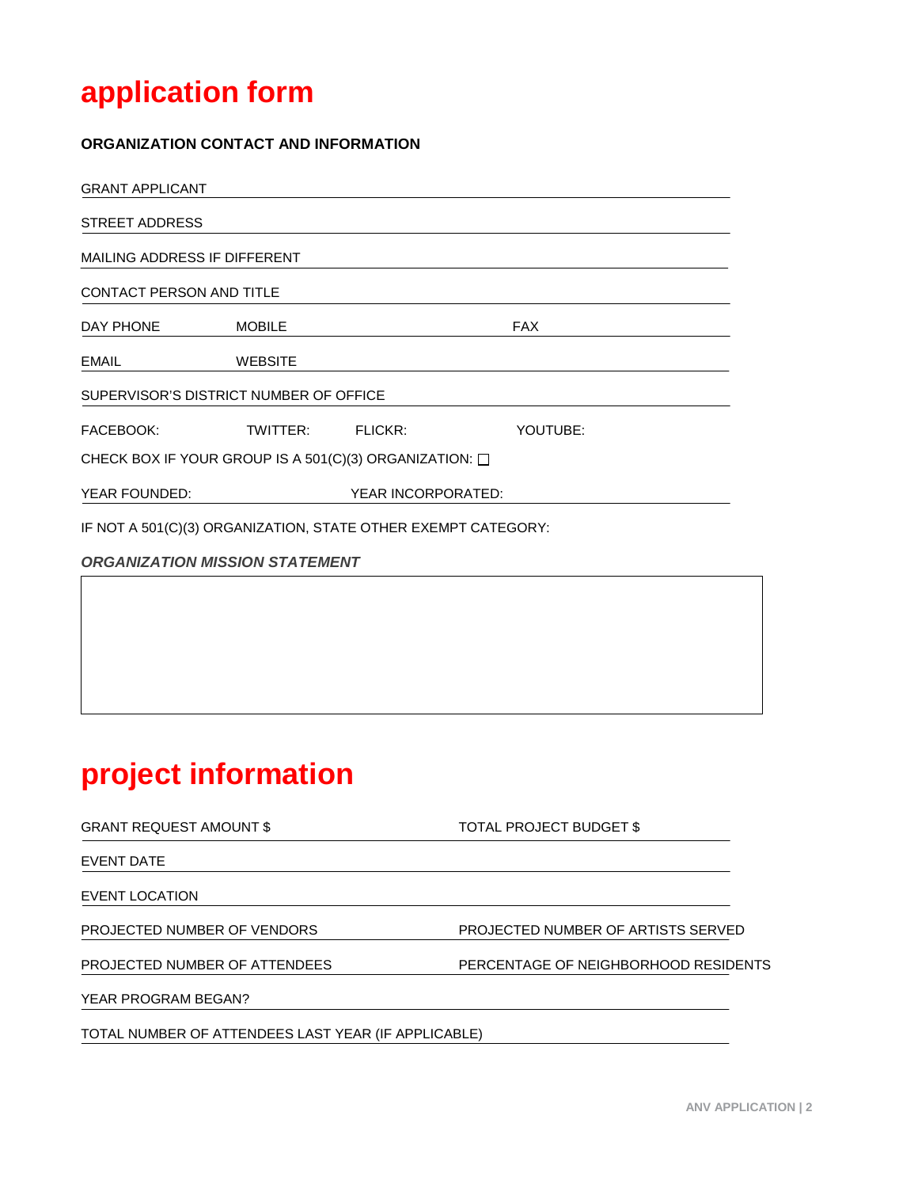# application form

**ORGANIZATION CONTACT AND INFORMATION**

GRANT APPLICANT

STREET ADDRESS

MAILING ADDRESS IF DIFFERENT

CONTACT PERSON AND TITLE

DAY PHONE MOBILE FAX

EMAIL WEBSITE

SUPERVISOR'S DISTRICT NUMBER OF OFFICE

FACEBOOK: TWITTER: FLICKR: YOUTUBE:

CHECK BOX IF YOUR GROUP IS A 501(C)(3) ORGANIZATION: ☐

YEAR FOUNDED: YEAR INCORPORATED:

IF NOT A 501(C)(3) ORGANIZATION, STATE OTHER EXEMPT CATEGORY:

***ORGANIZATION MISSION STATEMENT***

# project information

GRANT REQUEST AMOUNT $ TOTAL PROJECT BUDGET $

EVENT DATE

EVENT LOCATION

PROJECTED NUMBER OF VENDORS PROJECTED NUMBER OF ARTISTS SERVED

PROJECTED NUMBER OF ATTENDEES PERCENTAGE OF NEIGHBORHOOD RESIDENTS

YEAR PROGRAM BEGAN?

TOTAL NUMBER OF ATTENDEES LAST YEAR (IF APPLICABLE)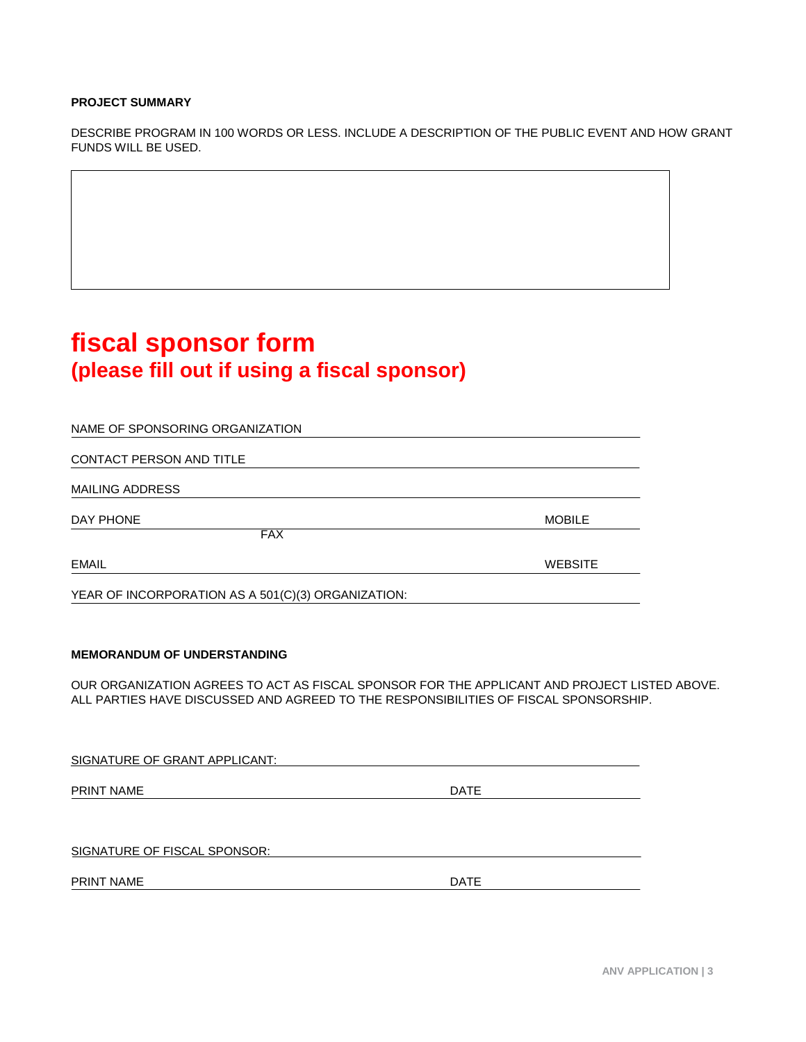**PROJECT SUMMARY**

DESCRIBE PROGRAM IN 100 WORDS OR LESS. INCLUDE A DESCRIPTION OF THE PUBLIC EVENT AND HOW GRANT FUNDS WILL BE USED.

# fiscal sponsor form
## (please fill out if using a fiscal sponsor)

NAME OF SPONSORING ORGANIZATION ______________________________

CONTACT PERSON AND TITLE ______________________________

MAILING ADDRESS ______________________________

DAY PHONE ______________________________ MOBILE ______________

FAX ______________________________

EMAIL ______________________________ WEBSITE ______________

YEAR OF INCORPORATION AS A 501(C)(3) ORGANIZATION: ______________________________

**MEMORANDUM OF UNDERSTANDING**

OUR ORGANIZATION AGREES TO ACT AS FISCAL SPONSOR FOR THE APPLICANT AND PROJECT LISTED ABOVE. ALL PARTIES HAVE DISCUSSED AND AGREED TO THE RESPONSIBILITIES OF FISCAL SPONSORSHIP.

SIGNATURE OF GRANT APPLICANT: ______________________________

PRINT NAME ______________________________ DATE ______________

SIGNATURE OF FISCAL SPONSOR: ______________________________

PRINT NAME ______________________________ DATE ______________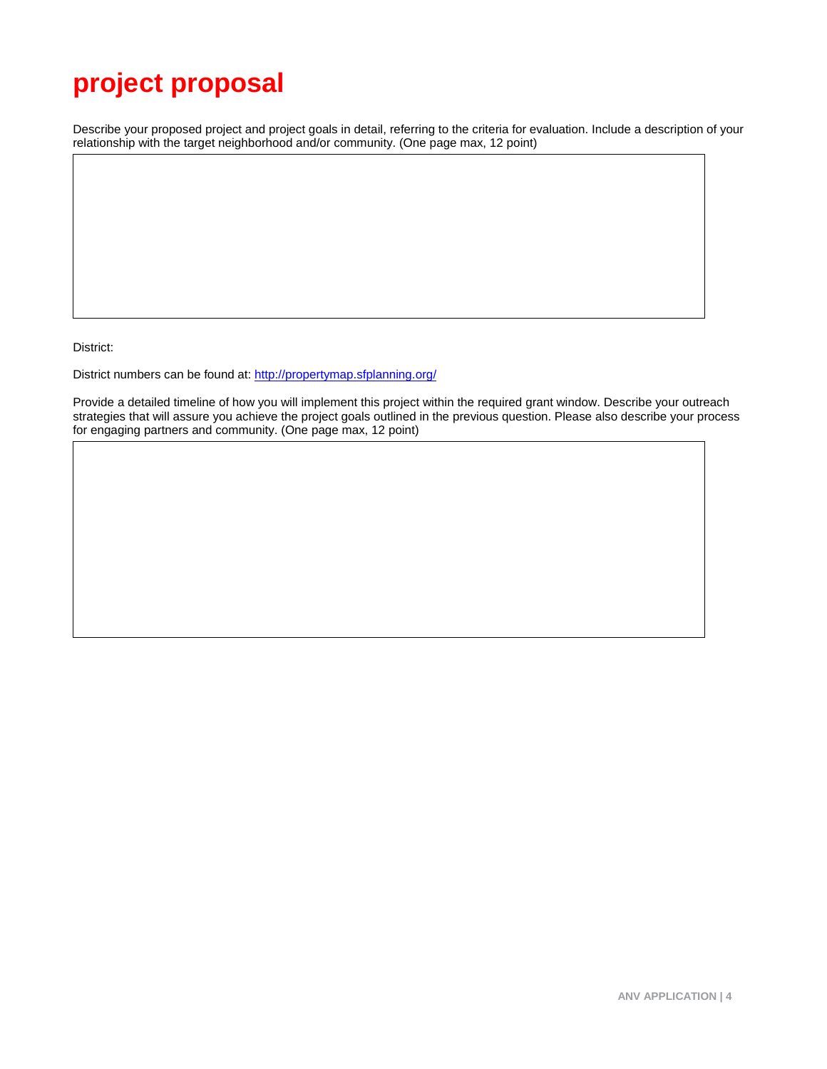# project proposal

Describe your proposed project and project goals in detail, referring to the criteria for evaluation. Include a description of your relationship with the target neighborhood and/or community. (One page max, 12 point)

| |
|---|
| |

District:

District numbers can be found at: [http://propertymap.sfplanning.org/](http://propertymap.sfplanning.org/)

Provide a detailed timeline of how you will implement this project within the required grant window. Describe your outreach strategies that will assure you achieve the project goals outlined in the previous question. Please also describe your process for engaging partners and community. (One page max, 12 point)

| |
|---|
| |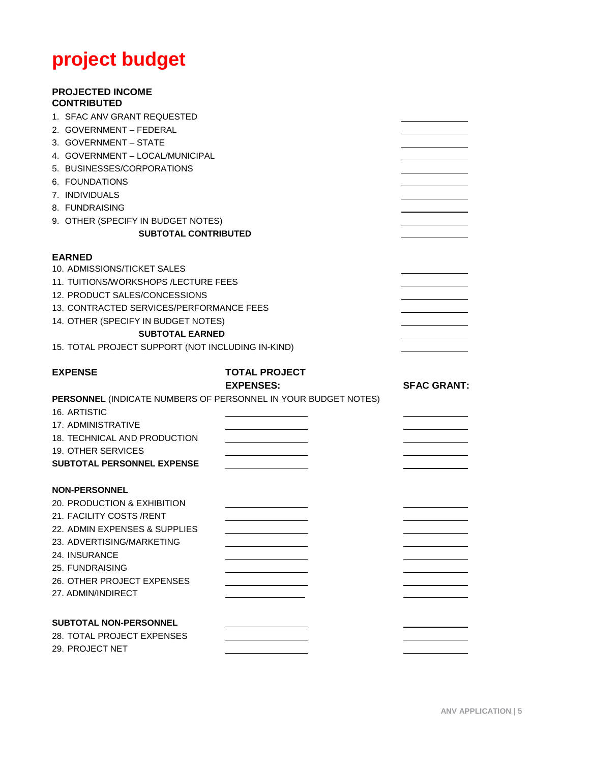# project budget

**PROJECTED INCOME**
**CONTRIBUTED**

| | |
|---|---|
| 1. SFAC ANV GRANT REQUESTED | |
| 2. GOVERNMENT – FEDERAL | |
| 3. GOVERNMENT – STATE | |
| 4. GOVERNMENT – LOCAL/MUNICIPAL | |
| 5. BUSINESSES/CORPORATIONS | |
| 6. FOUNDATIONS | |
| 7. INDIVIDUALS | |
| 8. FUNDRAISING | |
| 9. OTHER (SPECIFY IN BUDGET NOTES) | |
| **SUBTOTAL CONTRIBUTED** | |

**EARNED**

| | |
|---|---|
| 10. ADMISSIONS/TICKET SALES | |
| 11. TUITIONS/WORKSHOPS /LECTURE FEES | |
| 12. PRODUCT SALES/CONCESSIONS | |
| 13. CONTRACTED SERVICES/PERFORMANCE FEES | |
| 14. OTHER (SPECIFY IN BUDGET NOTES) | |
| **SUBTOTAL EARNED** | |
| 15. TOTAL PROJECT SUPPORT (NOT INCLUDING IN-KIND) | |

| **EXPENSE** | **TOTAL PROJECT EXPENSES:** | **SFAC GRANT:** |
|---|---|---|
| **PERSONNEL** (INDICATE NUMBERS OF PERSONNEL IN YOUR BUDGET NOTES) | | |
| 16. ARTISTIC | | |
| 17. ADMINISTRATIVE | | |
| 18. TECHNICAL AND PRODUCTION | | |
| 19. OTHER SERVICES | | |
| **SUBTOTAL PERSONNEL EXPENSE** | | |
| **NON-PERSONNEL** | | |
| 20. PRODUCTION & EXHIBITION | | |
| 21. FACILITY COSTS /RENT | | |
| 22. ADMIN EXPENSES & SUPPLIES | | |
| 23. ADVERTISING/MARKETING | | |
| 24. INSURANCE | | |
| 25. FUNDRAISING | | |
| 26. OTHER PROJECT EXPENSES | | |
| 27. ADMIN/INDIRECT | | |
| **SUBTOTAL NON-PERSONNEL** | | |
| 28. TOTAL PROJECT EXPENSES | | |
| 29. PROJECT NET | | |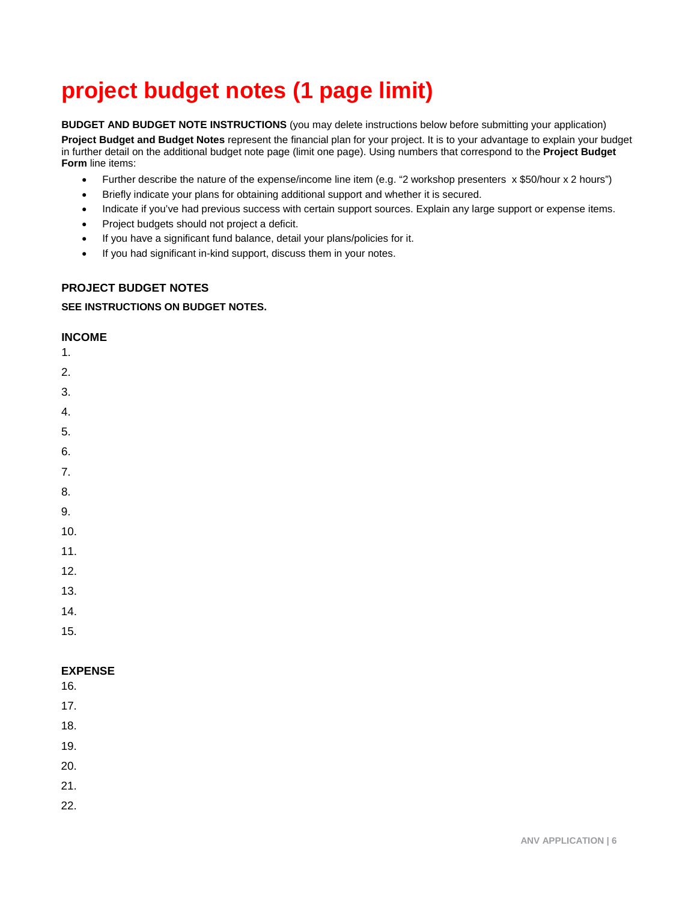# project budget notes (1 page limit)

**BUDGET AND BUDGET NOTE INSTRUCTIONS** (you may delete instructions below before submitting your application)

**Project Budget and Budget Notes** represent the financial plan for your project. It is to your advantage to explain your budget in further detail on the additional budget note page (limit one page). Using numbers that correspond to the **Project Budget Form** line items:

- Further describe the nature of the expense/income line item (e.g. "2 workshop presenters x $50/hour x 2 hours")
- Briefly indicate your plans for obtaining additional support and whether it is secured.
- Indicate if you've had previous success with certain support sources. Explain any large support or expense items.
- Project budgets should not project a deficit.
- If you have a significant fund balance, detail your plans/policies for it.
- If you had significant in-kind support, discuss them in your notes.

**PROJECT BUDGET NOTES**

**SEE INSTRUCTIONS ON BUDGET NOTES.**

**INCOME**

1.
2.
3.
4.
5.
6.
7.
8.
9.
10.
11.
12.
13.
14.
15.

**EXPENSE**

16.
17.
18.
19.
20.
21.
22.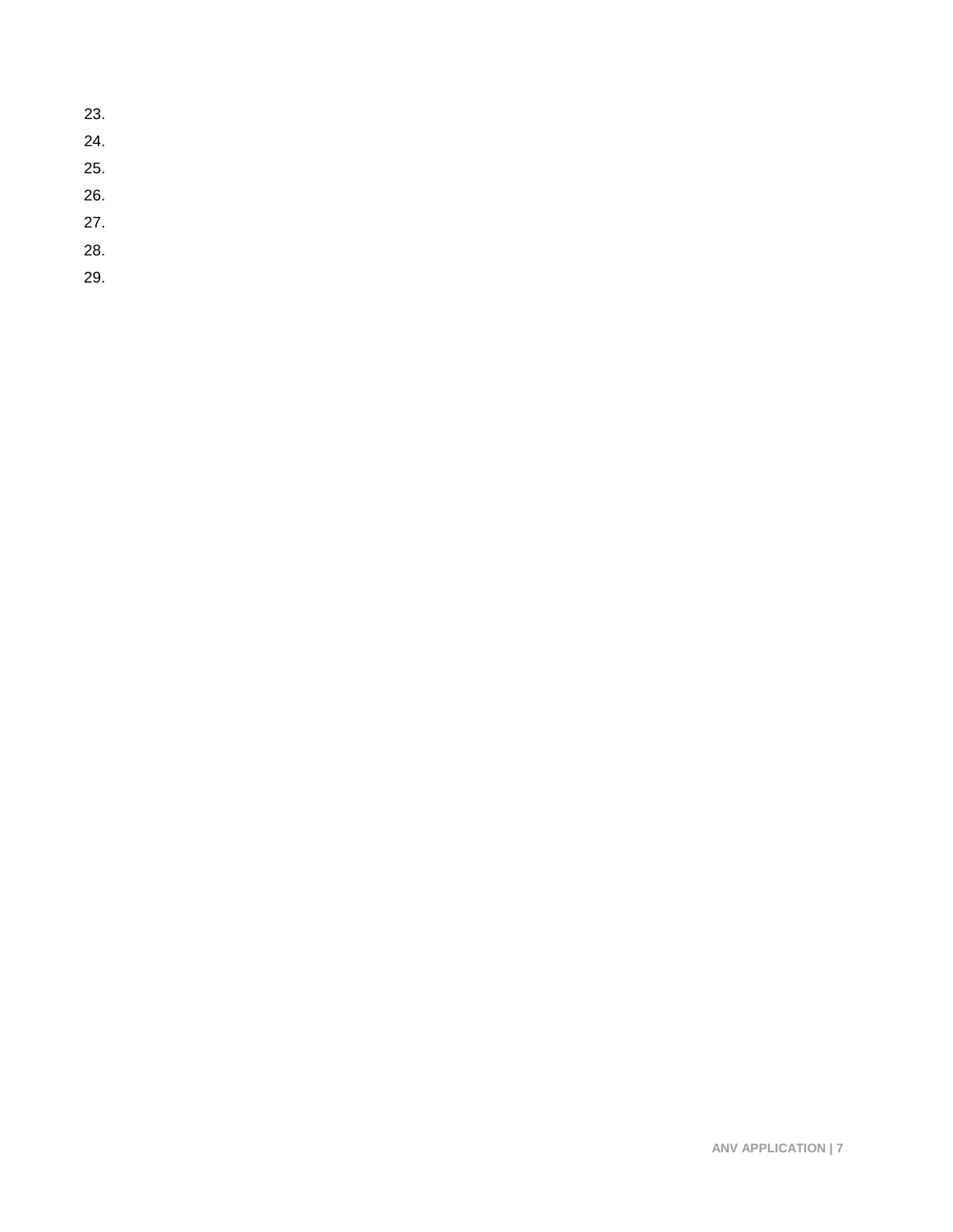23.
24.
25.
26.
27.
28.
29.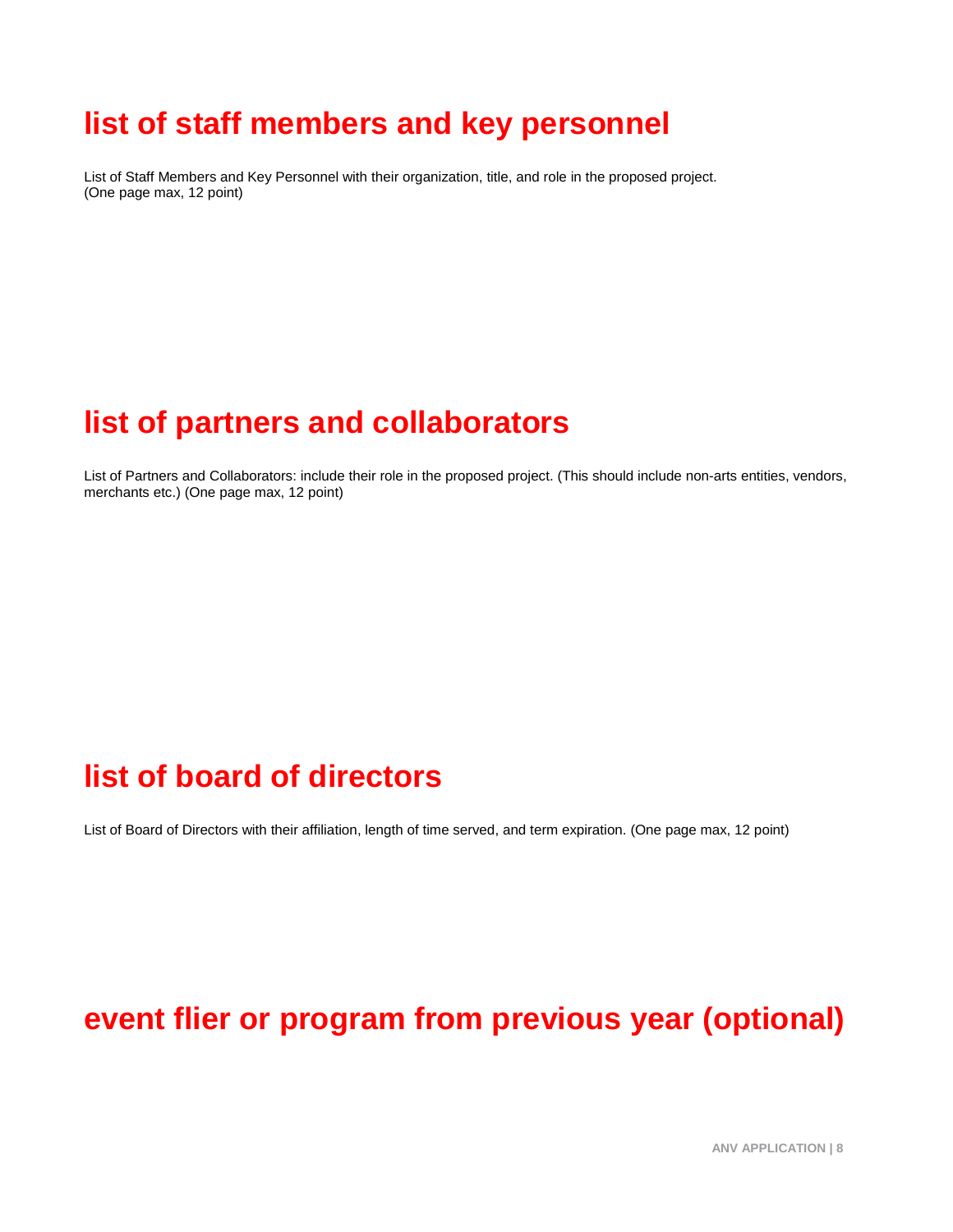## list of staff members and key personnel

List of Staff Members and Key Personnel with their organization, title, and role in the proposed project.
(One page max, 12 point)

## list of partners and collaborators

List of Partners and Collaborators: include their role in the proposed project. (This should include non-arts entities, vendors, merchants etc.) (One page max, 12 point)

## list of board of directors

List of Board of Directors with their affiliation, length of time served, and term expiration. (One page max, 12 point)

## event flier or program from previous year (optional)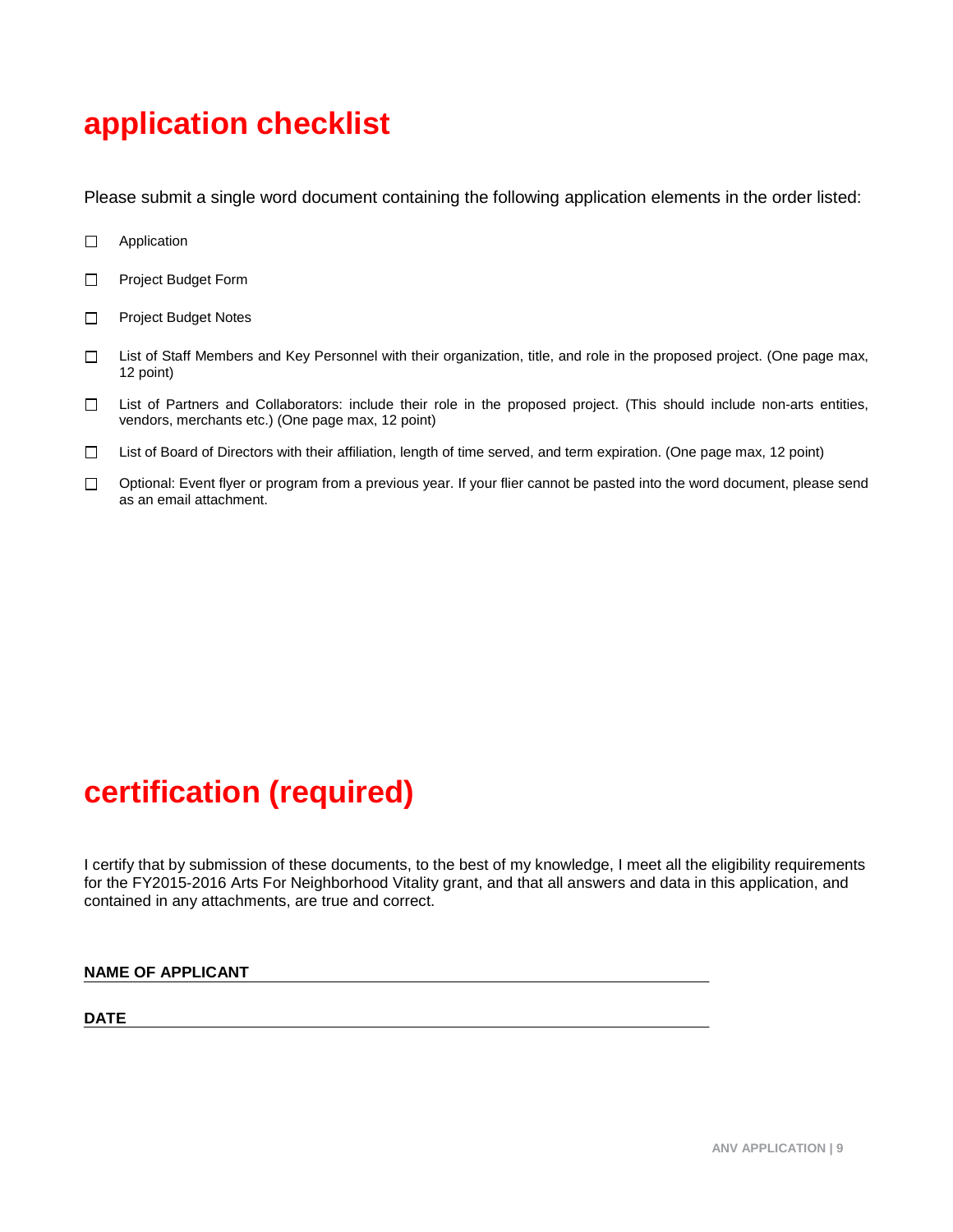# application checklist

Please submit a single word document containing the following application elements in the order listed:

- ☐ Application
- ☐ Project Budget Form
- ☐ Project Budget Notes
- ☐ List of Staff Members and Key Personnel with their organization, title, and role in the proposed project. (One page max, 12 point)
- ☐ List of Partners and Collaborators: include their role in the proposed project. (This should include non-arts entities, vendors, merchants etc.) (One page max, 12 point)
- ☐ List of Board of Directors with their affiliation, length of time served, and term expiration. (One page max, 12 point)
- ☐ Optional: Event flyer or program from a previous year. If your flier cannot be pasted into the word document, please send as an email attachment.

# certification (required)

I certify that by submission of these documents, to the best of my knowledge, I meet all the eligibility requirements for the FY2015-2016 Arts For Neighborhood Vitality grant, and that all answers and data in this application, and contained in any attachments, are true and correct.

**NAME OF APPLICANT** ______________________________

**DATE** ______________________________